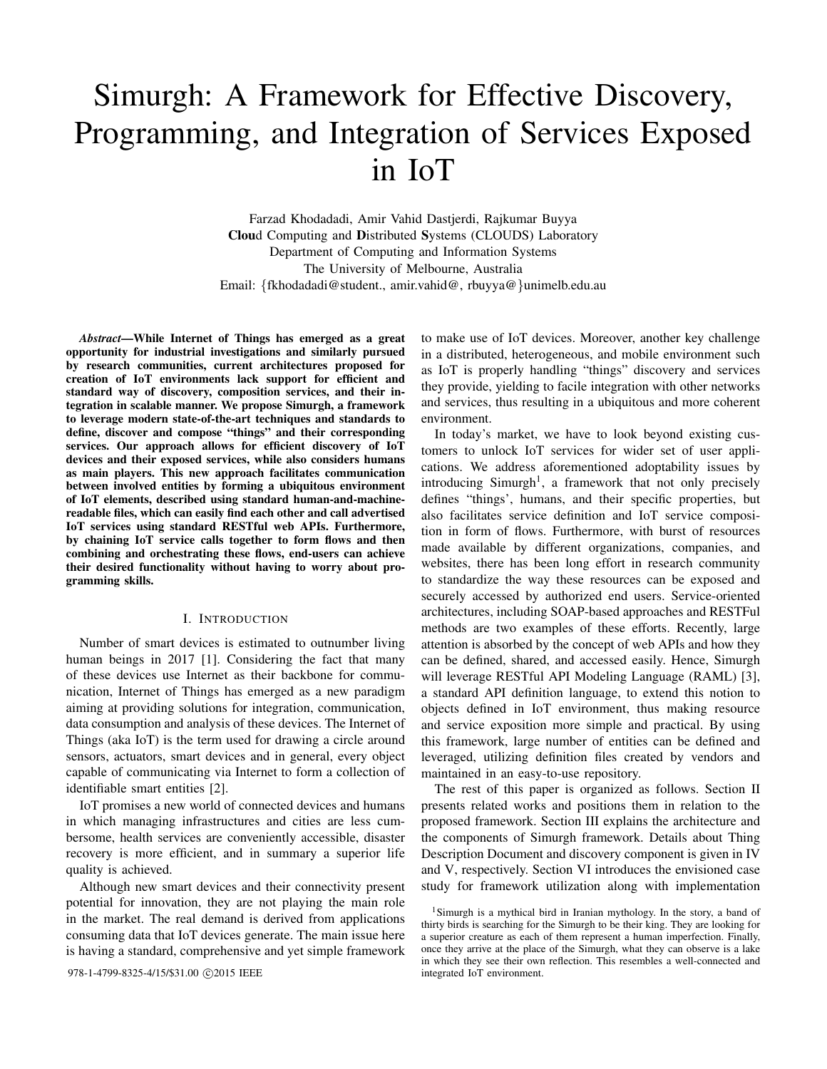# Simurgh: A Framework for Effective Discovery, Programming, and Integration of Services Exposed in IoT

Farzad Khodadadi, Amir Vahid Dastjerdi, Rajkumar Buyya
**Clou**d Computing and **D**istributed **S**ystems (CLOUDS) Laboratory
Department of Computing and Information Systems
The University of Melbourne, Australia
Email: {fkhodadadi@student., amir.vahid@, rbuyya@}unimelb.edu.au

***Abstract*—While Internet of Things has emerged as a great opportunity for industrial investigations and similarly pursued by research communities, current architectures proposed for creation of IoT environments lack support for efficient and standard way of discovery, composition services, and their integration in scalable manner. We propose Simurgh, a framework to leverage modern state-of-the-art techniques and standards to define, discover and compose "things" and their corresponding services. Our approach allows for efficient discovery of IoT devices and their exposed services, while also considers humans as main players. This new approach facilitates communication between involved entities by forming a ubiquitous environment of IoT elements, described using standard human-and-machine-readable files, which can easily find each other and call advertised IoT services using standard RESTful web APIs. Furthermore, by chaining IoT service calls together to form flows and then combining and orchestrating these flows, end-users can achieve their desired functionality without having to worry about programming skills.**

## I. Introduction

Number of smart devices is estimated to outnumber living human beings in 2017 [1]. Considering the fact that many of these devices use Internet as their backbone for communication, Internet of Things has emerged as a new paradigm aiming at providing solutions for integration, communication, data consumption and analysis of these devices. The Internet of Things (aka IoT) is the term used for drawing a circle around sensors, actuators, smart devices and in general, every object capable of communicating via Internet to form a collection of identifiable smart entities [2].

IoT promises a new world of connected devices and humans in which managing infrastructures and cities are less cumbersome, health services are conveniently accessible, disaster recovery is more efficient, and in summary a superior life quality is achieved.

Although new smart devices and their connectivity present potential for innovation, they are not playing the main role in the market. The real demand is derived from applications consuming data that IoT devices generate. The main issue here is having a standard, comprehensive and yet simple framework to make use of IoT devices. Moreover, another key challenge in a distributed, heterogeneous, and mobile environment such as IoT is properly handling "things" discovery and services they provide, yielding to facile integration with other networks and services, thus resulting in a ubiquitous and more coherent environment.

In today's market, we have to look beyond existing customers to unlock IoT services for wider set of user applications. We address aforementioned adoptability issues by introducing Simurgh[1], a framework that not only precisely defines "things', humans, and their specific properties, but also facilitates service definition and IoT service composition in form of flows. Furthermore, with burst of resources made available by different organizations, companies, and websites, there has been long effort in research community to standardize the way these resources can be exposed and securely accessed by authorized end users. Service-oriented architectures, including SOAP-based approaches and RESTFul methods are two examples of these efforts. Recently, large attention is absorbed by the concept of web APIs and how they can be defined, shared, and accessed easily. Hence, Simurgh will leverage RESTful API Modeling Language (RAML) [3], a standard API definition language, to extend this notion to objects defined in IoT environment, thus making resource and service exposition more simple and practical. By using this framework, large number of entities can be defined and leveraged, utilizing definition files created by vendors and maintained in an easy-to-use repository.

The rest of this paper is organized as follows. Section II presents related works and positions them in relation to the proposed framework. Section III explains the architecture and the components of Simurgh framework. Details about Thing Description Document and discovery component is given in IV and V, respectively. Section VI introduces the envisioned case study for framework utilization along with implementation

[1]Simurgh is a mythical bird in Iranian mythology. In the story, a band of thirty birds is searching for the Simurgh to be their king. They are looking for a superior creature as each of them represent a human imperfection. Finally, once they arrive at the place of the Simurgh, what they can observe is a lake in which they see their own reflection. This resembles a well-connected and integrated IoT environment.

978-1-4799-8325-4/15/$31.00 ©2015 IEEE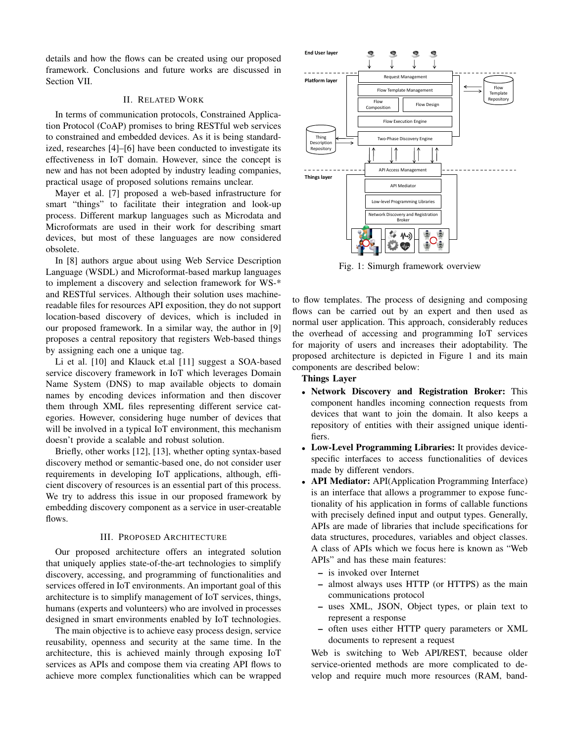details and how the flows can be created using our proposed framework. Conclusions and future works are discussed in Section VII.

## II. Related Work

In terms of communication protocols, Constrained Application Protocol (CoAP) promises to bring RESTful web services to constrained and embedded devices. As it is being standardized, researches [4]–[6] have been conducted to investigate its effectiveness in IoT domain. However, since the concept is new and has not been adopted by industry leading companies, practical usage of proposed solutions remains unclear.

Mayer et al. [7] proposed a web-based infrastructure for smart "things" to facilitate their integration and look-up process. Different markup languages such as Microdata and Microformats are used in their work for describing smart devices, but most of these languages are now considered obsolete.

In [8] authors argue about using Web Service Description Language (WSDL) and Microformat-based markup languages to implement a discovery and selection framework for WS-* and RESTful services. Although their solution uses machine-readable files for resources API exposition, they do not support location-based discovery of devices, which is included in our proposed framework. In a similar way, the author in [9] proposes a central repository that registers Web-based things by assigning each one a unique tag.

Li et al. [10] and Klauck et.al [11] suggest a SOA-based service discovery framework in IoT which leverages Domain Name System (DNS) to map available objects to domain names by encoding devices information and then discover them through XML files representing different service categories. However, considering huge number of devices that will be involved in a typical IoT environment, this mechanism doesn't provide a scalable and robust solution.

Briefly, other works [12], [13], whether opting syntax-based discovery method or semantic-based one, do not consider user requirements in developing IoT applications, although, efficient discovery of resources is an essential part of this process. We try to address this issue in our proposed framework by embedding discovery component as a service in user-creatable flows.

## III. Proposed Architecture

Our proposed architecture offers an integrated solution that uniquely applies state-of-the-art technologies to simplify discovery, accessing, and programming of functionalities and services offered in IoT environments. An important goal of this architecture is to simplify management of IoT services, things, humans (experts and volunteers) who are involved in processes designed in smart environments enabled by IoT technologies.

The main objective is to achieve easy process design, service reusability, openness and security at the same time. In the architecture, this is achieved mainly through exposing IoT services as APIs and compose them via creating API flows to achieve more complex functionalities which can be wrapped to flow templates. The process of designing and composing flows can be carried out by an expert and then used as normal user application. This approach, considerably reduces the overhead of accessing and programming IoT services for majority of users and increases their adoptability. The proposed architecture is depicted in Figure 1 and its main components are described below:

Fig. 1: Simurgh framework overview

**Things Layer**

- **Network Discovery and Registration Broker:** This component handles incoming connection requests from devices that want to join the domain. It also keeps a repository of entities with their assigned unique identifiers.
- **Low-Level Programming Libraries:** It provides device-specific interfaces to access functionalities of devices made by different vendors.
- **API Mediator:** API(Application Programming Interface) is an interface that allows a programmer to expose functionality of his application in forms of callable functions with precisely defined input and output types. Generally, APIs are made of libraries that include specifications for data structures, procedures, variables and object classes. A class of APIs which we focus here is known as "Web APIs" and has these main features:
  - is invoked over Internet
  - almost always uses HTTP (or HTTPS) as the main communications protocol
  - uses XML, JSON, Object types, or plain text to represent a response
  - often uses either HTTP query parameters or XML documents to represent a request

  Web is switching to Web API/REST, because older service-oriented methods are more complicated to develop and require much more resources (RAM, band-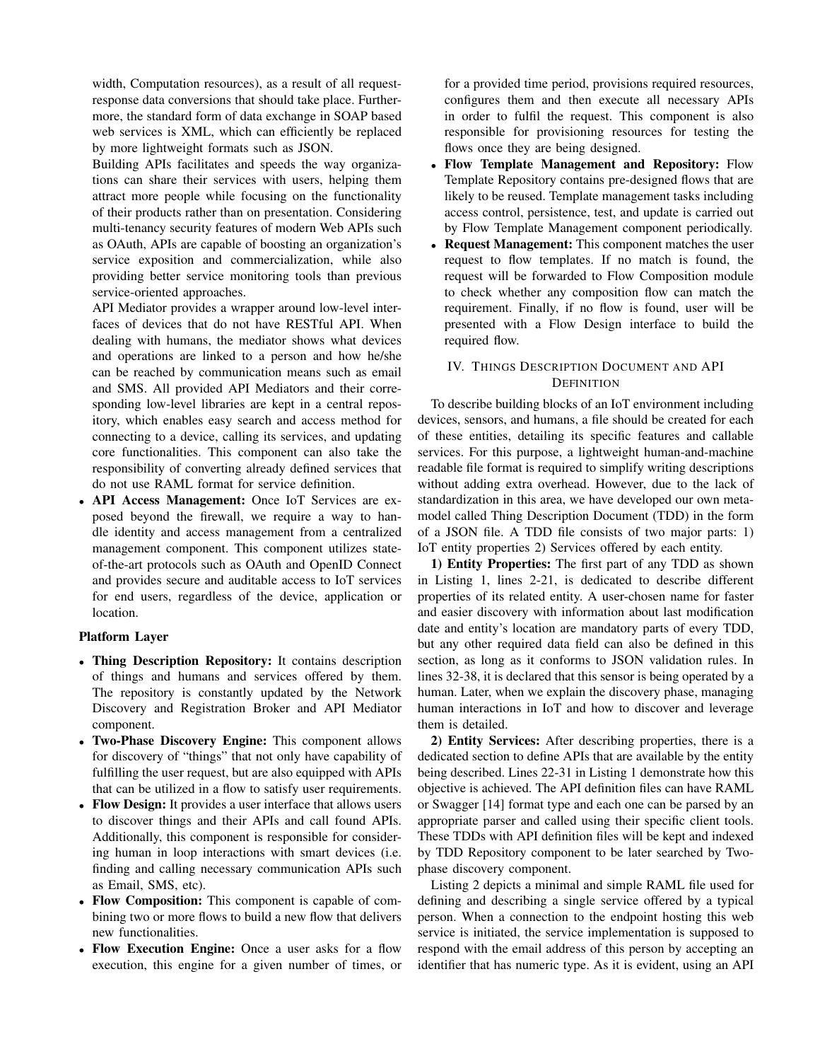width, Computation resources), as a result of all request-response data conversions that should take place. Furthermore, the standard form of data exchange in SOAP based web services is XML, which can efficiently be replaced by more lightweight formats such as JSON.

Building APIs facilitates and speeds the way organizations can share their services with users, helping them attract more people while focusing on the functionality of their products rather than on presentation. Considering multi-tenancy security features of modern Web APIs such as OAuth, APIs are capable of boosting an organization's service exposition and commercialization, while also providing better service monitoring tools than previous service-oriented approaches.

API Mediator provides a wrapper around low-level interfaces of devices that do not have RESTful API. When dealing with humans, the mediator shows what devices and operations are linked to a person and how he/she can be reached by communication means such as email and SMS. All provided API Mediators and their corresponding low-level libraries are kept in a central repository, which enables easy search and access method for connecting to a device, calling its services, and updating core functionalities. This component can also take the responsibility of converting already defined services that do not use RAML format for service definition.

- **API Access Management:** Once IoT Services are exposed beyond the firewall, we require a way to handle identity and access management from a centralized management component. This component utilizes state-of-the-art protocols such as OAuth and OpenID Connect and provides secure and auditable access to IoT services for end users, regardless of the device, application or location.

**Platform Layer**

- **Thing Description Repository:** It contains description of things and humans and services offered by them. The repository is constantly updated by the Network Discovery and Registration Broker and API Mediator component.
- **Two-Phase Discovery Engine:** This component allows for discovery of "things" that not only have capability of fulfilling the user request, but are also equipped with APIs that can be utilized in a flow to satisfy user requirements.
- **Flow Design:** It provides a user interface that allows users to discover things and their APIs and call found APIs. Additionally, this component is responsible for considering human in loop interactions with smart devices (i.e. finding and calling necessary communication APIs such as Email, SMS, etc).
- **Flow Composition:** This component is capable of combining two or more flows to build a new flow that delivers new functionalities.
- **Flow Execution Engine:** Once a user asks for a flow execution, this engine for a given number of times, or for a provided time period, provisions required resources, configures them and then execute all necessary APIs in order to fulfil the request. This component is also responsible for provisioning resources for testing the flows once they are being designed.
- **Flow Template Management and Repository:** Flow Template Repository contains pre-designed flows that are likely to be reused. Template management tasks including access control, persistence, test, and update is carried out by Flow Template Management component periodically.
- **Request Management:** This component matches the user request to flow templates. If no match is found, the request will be forwarded to Flow Composition module to check whether any composition flow can match the requirement. Finally, if no flow is found, user will be presented with a Flow Design interface to build the required flow.

## IV. Things Description Document and API Definition

To describe building blocks of an IoT environment including devices, sensors, and humans, a file should be created for each of these entities, detailing its specific features and callable services. For this purpose, a lightweight human-and-machine readable file format is required to simplify writing descriptions without adding extra overhead. However, due to the lack of standardization in this area, we have developed our own meta-model called Thing Description Document (TDD) in the form of a JSON file. A TDD file consists of two major parts: 1) IoT entity properties 2) Services offered by each entity.

**1) Entity Properties:** The first part of any TDD as shown in Listing 1, lines 2-21, is dedicated to describe different properties of its related entity. A user-chosen name for faster and easier discovery with information about last modification date and entity's location are mandatory parts of every TDD, but any other required data field can also be defined in this section, as long as it conforms to JSON validation rules. In lines 32-38, it is declared that this sensor is being operated by a human. Later, when we explain the discovery phase, managing human interactions in IoT and how to discover and leverage them is detailed.

**2) Entity Services:** After describing properties, there is a dedicated section to define APIs that are available by the entity being described. Lines 22-31 in Listing 1 demonstrate how this objective is achieved. The API definition files can have RAML or Swagger [14] format type and each one can be parsed by an appropriate parser and called using their specific client tools. These TDDs with API definition files will be kept and indexed by TDD Repository component to be later searched by Two-phase discovery component.

Listing 2 depicts a minimal and simple RAML file used for defining and describing a single service offered by a typical person. When a connection to the endpoint hosting this web service is initiated, the service implementation is supposed to respond with the email address of this person by accepting an identifier that has numeric type. As it is evident, using an API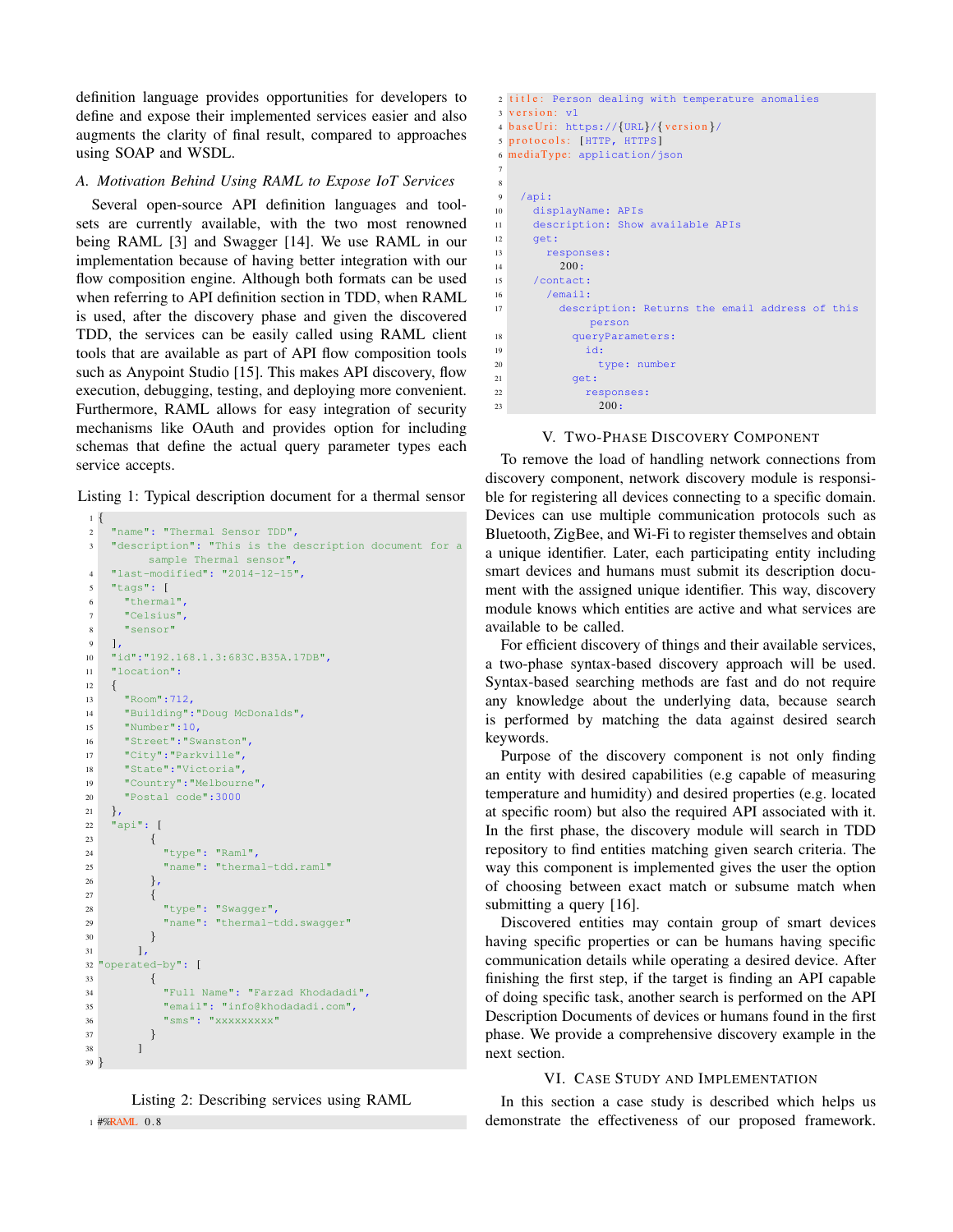definition language provides opportunities for developers to define and expose their implemented services easier and also augments the clarity of final result, compared to approaches using SOAP and WSDL.

### A. Motivation Behind Using RAML to Expose IoT Services

Several open-source API definition languages and toolsets are currently available, with the two most renowned being RAML [3] and Swagger [14]. We use RAML in our implementation because of having better integration with our flow composition engine. Although both formats can be used when referring to API definition section in TDD, when RAML is used, after the discovery phase and given the discovered TDD, the services can be easily called using RAML client tools that are available as part of API flow composition tools such as Anypoint Studio [15]. This makes API discovery, flow execution, debugging, testing, and deploying more convenient. Furthermore, RAML allows for easy integration of security mechanisms like OAuth and provides option for including schemas that define the actual query parameter types each service accepts.

Listing 1: Typical description document for a thermal sensor

```
{
  "name": "Thermal Sensor TDD",
  "description": "This is the description document for a
      sample Thermal sensor",
  "last-modified": "2014-12-15",
  "tags": [
    "thermal",
    "Celsius",
    "sensor"
  ],
  "id":"192.168.1.3:683C.B35A.17DB",
  "location":
  {
    "Room":712,
    "Building":"Doug McDonalds",
    "Number":10,
    "Street":"Swanston",
    "City":"Parkville",
    "State":"Victoria",
    "Country":"Melbourne",
    "Postal code":3000
  },
  "api": [
        {
          "type": "Raml",
          "name": "thermal-tdd.raml"
        },
        {
          "type": "Swagger",
          "name": "thermal-tdd.swagger"
        }
      ],
"operated-by": [
        {
          "Full Name": "Farzad Khodadadi",
          "email": "info@khodadadi.com",
          "sms": "xxxxxxxxx"
        }
      ]
}
```

Listing 2: Describing services using RAML

```
#%RAML 0.8
title: Person dealing with temperature anomalies
version: v1
baseUri: https://{URL}/{version}/
protocols: [HTTP, HTTPS]
mediaType: application/json


 /api:
   displayName: APIs
   description: Show available APIs
   get:
     responses:
       200:
   /contact:
     /email:
       description: Returns the email address of this
            person
         queryParameters:
           id:
             type: number
         get:
           responses:
             200:
```

## V. Two-Phase Discovery Component

To remove the load of handling network connections from discovery component, network discovery module is responsible for registering all devices connecting to a specific domain. Devices can use multiple communication protocols such as Bluetooth, ZigBee, and Wi-Fi to register themselves and obtain a unique identifier. Later, each participating entity including smart devices and humans must submit its description document with the assigned unique identifier. This way, discovery module knows which entities are active and what services are available to be called.

For efficient discovery of things and their available services, a two-phase syntax-based discovery approach will be used. Syntax-based searching methods are fast and do not require any knowledge about the underlying data, because search is performed by matching the data against desired search keywords.

Purpose of the discovery component is not only finding an entity with desired capabilities (e.g capable of measuring temperature and humidity) and desired properties (e.g. located at specific room) but also the required API associated with it. In the first phase, the discovery module will search in TDD repository to find entities matching given search criteria. The way this component is implemented gives the user the option of choosing between exact match or subsume match when submitting a query [16].

Discovered entities may contain group of smart devices having specific properties or can be humans having specific communication details while operating a desired device. After finishing the first step, if the target is finding an API capable of doing specific task, another search is performed on the API Description Documents of devices or humans found in the first phase. We provide a comprehensive discovery example in the next section.

## VI. Case Study and Implementation

In this section a case study is described which helps us demonstrate the effectiveness of our proposed framework.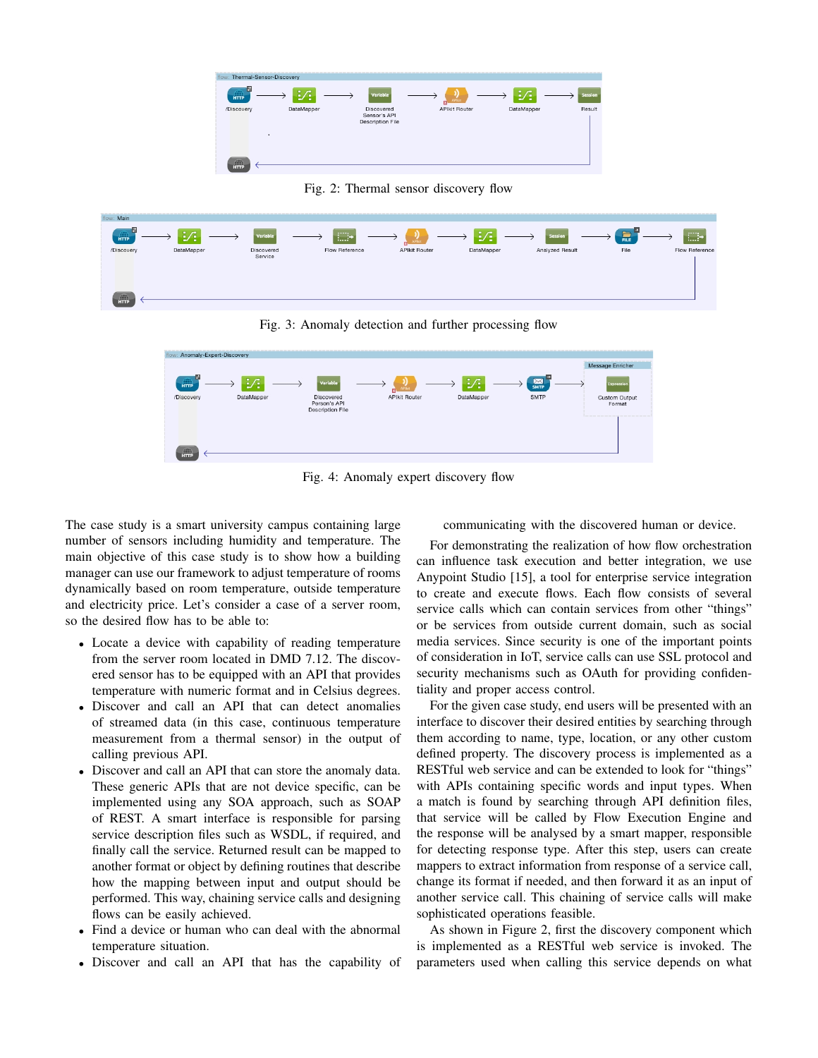Fig. 2: Thermal sensor discovery flow

Fig. 3: Anomaly detection and further processing flow

Fig. 4: Anomaly expert discovery flow

The case study is a smart university campus containing large number of sensors including humidity and temperature. The main objective of this case study is to show how a building manager can use our framework to adjust temperature of rooms dynamically based on room temperature, outside temperature and electricity price. Let's consider a case of a server room, so the desired flow has to be able to:

- Locate a device with capability of reading temperature from the server room located in DMD 7.12. The discovered sensor has to be equipped with an API that provides temperature with numeric format and in Celsius degrees.
- Discover and call an API that can detect anomalies of streamed data (in this case, continuous temperature measurement from a thermal sensor) in the output of calling previous API.
- Discover and call an API that can store the anomaly data. These generic APIs that are not device specific, can be implemented using any SOA approach, such as SOAP of REST. A smart interface is responsible for parsing service description files such as WSDL, if required, and finally call the service. Returned result can be mapped to another format or object by defining routines that describe how the mapping between input and output should be performed. This way, chaining service calls and designing flows can be easily achieved.
- Find a device or human who can deal with the abnormal temperature situation.
- Discover and call an API that has the capability of communicating with the discovered human or device.

For demonstrating the realization of how flow orchestration can influence task execution and better integration, we use Anypoint Studio [15], a tool for enterprise service integration to create and execute flows. Each flow consists of several service calls which can contain services from other "things" or be services from outside current domain, such as social media services. Since security is one of the important points of consideration in IoT, service calls can use SSL protocol and security mechanisms such as OAuth for providing confidentiality and proper access control.

For the given case study, end users will be presented with an interface to discover their desired entities by searching through them according to name, type, location, or any other custom defined property. The discovery process is implemented as a RESTful web service and can be extended to look for "things" with APIs containing specific words and input types. When a match is found by searching through API definition files, that service will be called by Flow Execution Engine and the response will be analysed by a smart mapper, responsible for detecting response type. After this step, users can create mappers to extract information from response of a service call, change its format if needed, and then forward it as an input of another service call. This chaining of service calls will make sophisticated operations feasible.

As shown in Figure 2, first the discovery component which is implemented as a RESTful web service is invoked. The parameters used when calling this service depends on what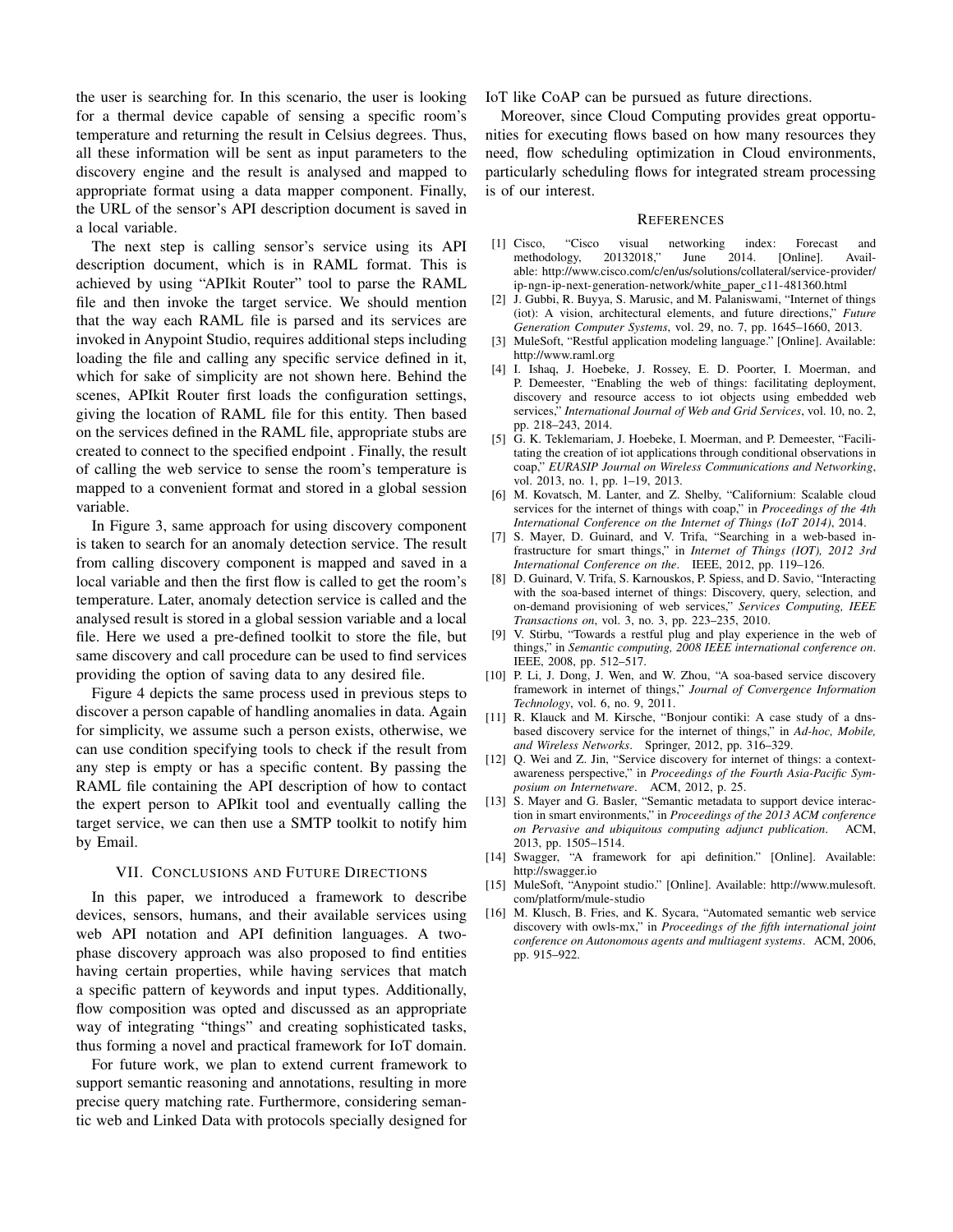the user is searching for. In this scenario, the user is looking for a thermal device capable of sensing a specific room's temperature and returning the result in Celsius degrees. Thus, all these information will be sent as input parameters to the discovery engine and the result is analysed and mapped to appropriate format using a data mapper component. Finally, the URL of the sensor's API description document is saved in a local variable.

The next step is calling sensor's service using its API description document, which is in RAML format. This is achieved by using "APIkit Router" tool to parse the RAML file and then invoke the target service. We should mention that the way each RAML file is parsed and its services are invoked in Anypoint Studio, requires additional steps including loading the file and calling any specific service defined in it, which for sake of simplicity are not shown here. Behind the scenes, APIkit Router first loads the configuration settings, giving the location of RAML file for this entity. Then based on the services defined in the RAML file, appropriate stubs are created to connect to the specified endpoint . Finally, the result of calling the web service to sense the room's temperature is mapped to a convenient format and stored in a global session variable.

In Figure 3, same approach for using discovery component is taken to search for an anomaly detection service. The result from calling discovery component is mapped and saved in a local variable and then the first flow is called to get the room's temperature. Later, anomaly detection service is called and the analysed result is stored in a global session variable and a local file. Here we used a pre-defined toolkit to store the file, but same discovery and call procedure can be used to find services providing the option of saving data to any desired file.

Figure 4 depicts the same process used in previous steps to discover a person capable of handling anomalies in data. Again for simplicity, we assume such a person exists, otherwise, we can use condition specifying tools to check if the result from any step is empty or has a specific content. By passing the RAML file containing the API description of how to contact the expert person to APIkit tool and eventually calling the target service, we can then use a SMTP toolkit to notify him by Email.

## VII. Conclusions and Future Directions

In this paper, we introduced a framework to describe devices, sensors, humans, and their available services using web API notation and API definition languages. A two-phase discovery approach was also proposed to find entities having certain properties, while having services that match a specific pattern of keywords and input types. Additionally, flow composition was opted and discussed as an appropriate way of integrating "things" and creating sophisticated tasks, thus forming a novel and practical framework for IoT domain.

For future work, we plan to extend current framework to support semantic reasoning and annotations, resulting in more precise query matching rate. Furthermore, considering semantic web and Linked Data with protocols specially designed for IoT like CoAP can be pursued as future directions.

Moreover, since Cloud Computing provides great opportunities for executing flows based on how many resources they need, flow scheduling optimization in Cloud environments, particularly scheduling flows for integrated stream processing is of our interest.

## References

[1] Cisco, "Cisco visual networking index: Forecast and methodology, 20132018," June 2014. [Online]. Available: http://www.cisco.com/c/en/us/solutions/collateral/service-provider/ip-ngn-ip-next-generation-network/white_paper_c11-481360.html

[2] J. Gubbi, R. Buyya, S. Marusic, and M. Palaniswami, "Internet of things (iot): A vision, architectural elements, and future directions," *Future Generation Computer Systems*, vol. 29, no. 7, pp. 1645–1660, 2013.

[3] MuleSoft, "Restful application modeling language." [Online]. Available: http://www.raml.org

[4] I. Ishaq, J. Hoebeke, J. Rossey, E. D. Poorter, I. Moerman, and P. Demeester, "Enabling the web of things: facilitating deployment, discovery and resource access to iot objects using embedded web services," *International Journal of Web and Grid Services*, vol. 10, no. 2, pp. 218–243, 2014.

[5] G. K. Teklemariam, J. Hoebeke, I. Moerman, and P. Demeester, "Facilitating the creation of iot applications through conditional observations in coap," *EURASIP Journal on Wireless Communications and Networking*, vol. 2013, no. 1, pp. 1–19, 2013.

[6] M. Kovatsch, M. Lanter, and Z. Shelby, "Californium: Scalable cloud services for the internet of things with coap," in *Proceedings of the 4th International Conference on the Internet of Things (IoT 2014)*, 2014.

[7] S. Mayer, D. Guinard, and V. Trifa, "Searching in a web-based infrastructure for smart things," in *Internet of Things (IOT), 2012 3rd International Conference on the*. IEEE, 2012, pp. 119–126.

[8] D. Guinard, V. Trifa, S. Karnouskos, P. Spiess, and D. Savio, "Interacting with the soa-based internet of things: Discovery, query, selection, and on-demand provisioning of web services," *Services Computing, IEEE Transactions on*, vol. 3, no. 3, pp. 223–235, 2010.

[9] V. Stirbu, "Towards a restful plug and play experience in the web of things," in *Semantic computing, 2008 IEEE international conference on*. IEEE, 2008, pp. 512–517.

[10] P. Li, J. Dong, J. Wen, and W. Zhou, "A soa-based service discovery framework in internet of things," *Journal of Convergence Information Technology*, vol. 6, no. 9, 2011.

[11] R. Klauck and M. Kirsche, "Bonjour contiki: A case study of a dns-based discovery service for the internet of things," in *Ad-hoc, Mobile, and Wireless Networks*. Springer, 2012, pp. 316–329.

[12] Q. Wei and Z. Jin, "Service discovery for internet of things: a context-awareness perspective," in *Proceedings of the Fourth Asia-Pacific Symposium on Internetware*. ACM, 2012, p. 25.

[13] S. Mayer and G. Basler, "Semantic metadata to support device interaction in smart environments," in *Proceedings of the 2013 ACM conference on Pervasive and ubiquitous computing adjunct publication*. ACM, 2013, pp. 1505–1514.

[14] Swagger, "A framework for api definition." [Online]. Available: http://swagger.io

[15] MuleSoft, "Anypoint studio." [Online]. Available: http://www.mulesoft.com/platform/mule-studio

[16] M. Klusch, B. Fries, and K. Sycara, "Automated semantic web service discovery with owls-mx," in *Proceedings of the fifth international joint conference on Autonomous agents and multiagent systems*. ACM, 2006, pp. 915–922.